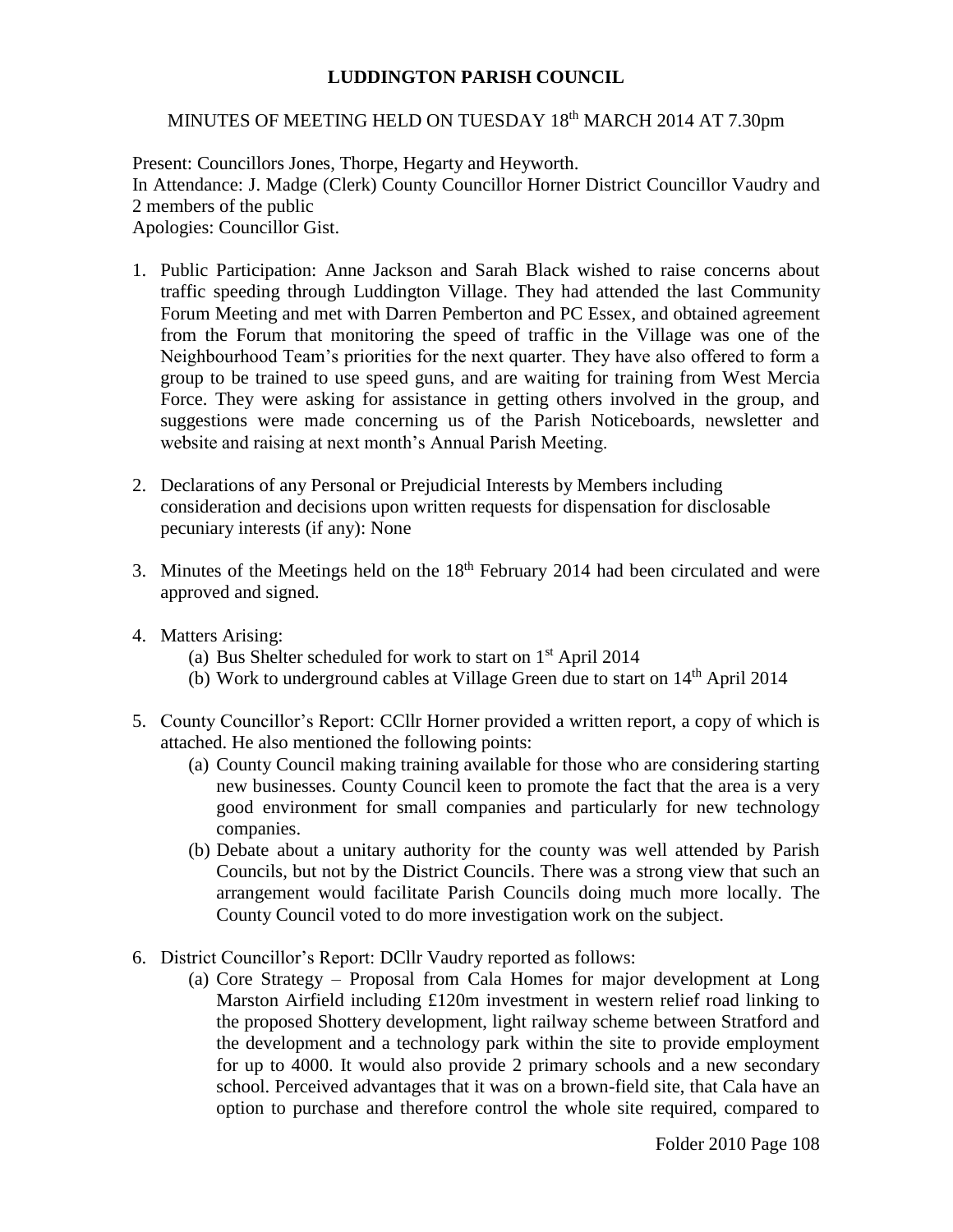# LUDDINGTON PARISH COUNCIL

MINUTES OF MEETING HELD ON TUESDAY 18th MARCH 2014 AT 7.30pm

Present: Councillors Jones, Thorpe, Hegarty and Heyworth.
In Attendance: J. Madge (Clerk) County Councillor Horner District Councillor Vaudry and 2 members of the public
Apologies: Councillor Gist.

1. Public Participation: Anne Jackson and Sarah Black wished to raise concerns about traffic speeding through Luddington Village. They had attended the last Community Forum Meeting and met with Darren Pemberton and PC Essex, and obtained agreement from the Forum that monitoring the speed of traffic in the Village was one of the Neighbourhood Team's priorities for the next quarter. They have also offered to form a group to be trained to use speed guns, and are waiting for training from West Mercia Force. They were asking for assistance in getting others involved in the group, and suggestions were made concerning us of the Parish Noticeboards, newsletter and website and raising at next month's Annual Parish Meeting.

2. Declarations of any Personal or Prejudicial Interests by Members including consideration and decisions upon written requests for dispensation for disclosable pecuniary interests (if any): None

3. Minutes of the Meetings held on the 18th February 2014 had been circulated and were approved and signed.

4. Matters Arising:
   (a) Bus Shelter scheduled for work to start on 1st April 2014
   (b) Work to underground cables at Village Green due to start on 14th April 2014

5. County Councillor's Report: CCllr Horner provided a written report, a copy of which is attached. He also mentioned the following points:
   (a) County Council making training available for those who are considering starting new businesses. County Council keen to promote the fact that the area is a very good environment for small companies and particularly for new technology companies.
   (b) Debate about a unitary authority for the county was well attended by Parish Councils, but not by the District Councils. There was a strong view that such an arrangement would facilitate Parish Councils doing much more locally. The County Council voted to do more investigation work on the subject.

6. District Councillor's Report: DCllr Vaudry reported as follows:
   (a) Core Strategy – Proposal from Cala Homes for major development at Long Marston Airfield including £120m investment in western relief road linking to the proposed Shottery development, light railway scheme between Stratford and the development and a technology park within the site to provide employment for up to 4000. It would also provide 2 primary schools and a new secondary school. Perceived advantages that it was on a brown-field site, that Cala have an option to purchase and therefore control the whole site required, compared to

Folder 2010 Page 108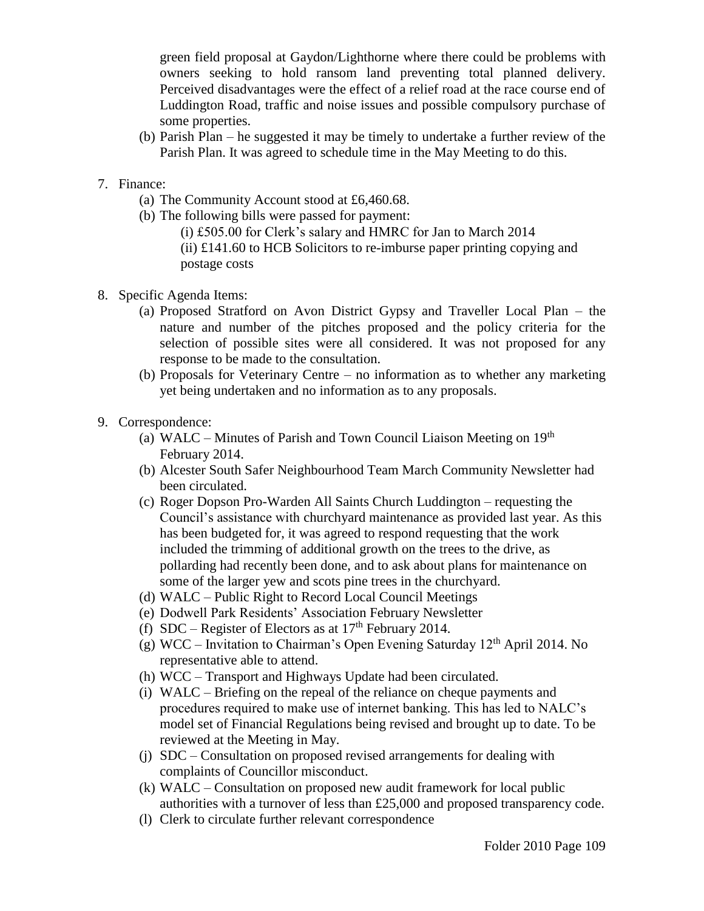green field proposal at Gaydon/Lighthorne where there could be problems with owners seeking to hold ransom land preventing total planned delivery. Perceived disadvantages were the effect of a relief road at the race course end of Luddington Road, traffic and noise issues and possible compulsory purchase of some properties.

(b) Parish Plan – he suggested it may be timely to undertake a further review of the Parish Plan. It was agreed to schedule time in the May Meeting to do this.

7. Finance:
   (a) The Community Account stood at £6,460.68.
   (b) The following bills were passed for payment:
      (i) £505.00 for Clerk's salary and HMRC for Jan to March 2014
      (ii) £141.60 to HCB Solicitors to re-imburse paper printing copying and postage costs

8. Specific Agenda Items:
   (a) Proposed Stratford on Avon District Gypsy and Traveller Local Plan – the nature and number of the pitches proposed and the policy criteria for the selection of possible sites were all considered. It was not proposed for any response to be made to the consultation.
   (b) Proposals for Veterinary Centre – no information as to whether any marketing yet being undertaken and no information as to any proposals.

9. Correspondence:
   (a) WALC – Minutes of Parish and Town Council Liaison Meeting on 19th February 2014.
   (b) Alcester South Safer Neighbourhood Team March Community Newsletter had been circulated.
   (c) Roger Dopson Pro-Warden All Saints Church Luddington – requesting the Council's assistance with churchyard maintenance as provided last year. As this has been budgeted for, it was agreed to respond requesting that the work included the trimming of additional growth on the trees to the drive, as pollarding had recently been done, and to ask about plans for maintenance on some of the larger yew and scots pine trees in the churchyard.
   (d) WALC – Public Right to Record Local Council Meetings
   (e) Dodwell Park Residents' Association February Newsletter
   (f) SDC – Register of Electors as at 17th February 2014.
   (g) WCC – Invitation to Chairman's Open Evening Saturday 12th April 2014. No representative able to attend.
   (h) WCC – Transport and Highways Update had been circulated.
   (i) WALC – Briefing on the repeal of the reliance on cheque payments and procedures required to make use of internet banking. This has led to NALC's model set of Financial Regulations being revised and brought up to date. To be reviewed at the Meeting in May.
   (j) SDC – Consultation on proposed revised arrangements for dealing with complaints of Councillor misconduct.
   (k) WALC – Consultation on proposed new audit framework for local public authorities with a turnover of less than £25,000 and proposed transparency code.
   (l) Clerk to circulate further relevant correspondence

Folder 2010 Page 109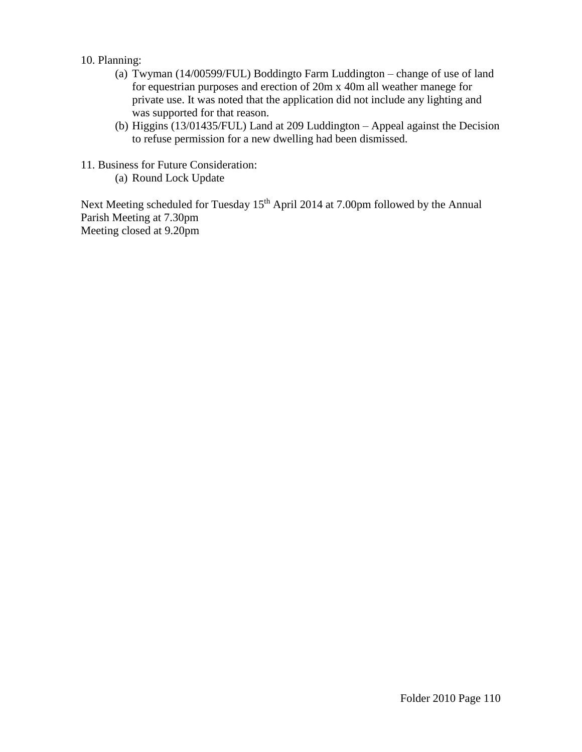10. Planning:
    (a) Twyman (14/00599/FUL) Boddingto Farm Luddington – change of use of land for equestrian purposes and erection of 20m x 40m all weather manege for private use. It was noted that the application did not include any lighting and was supported for that reason.
    (b) Higgins (13/01435/FUL) Land at 209 Luddington – Appeal against the Decision to refuse permission for a new dwelling had been dismissed.

11. Business for Future Consideration:
    (a) Round Lock Update

Next Meeting scheduled for Tuesday 15th April 2014 at 7.00pm followed by the Annual Parish Meeting at 7.30pm
Meeting closed at 9.20pm

Folder 2010 Page 110